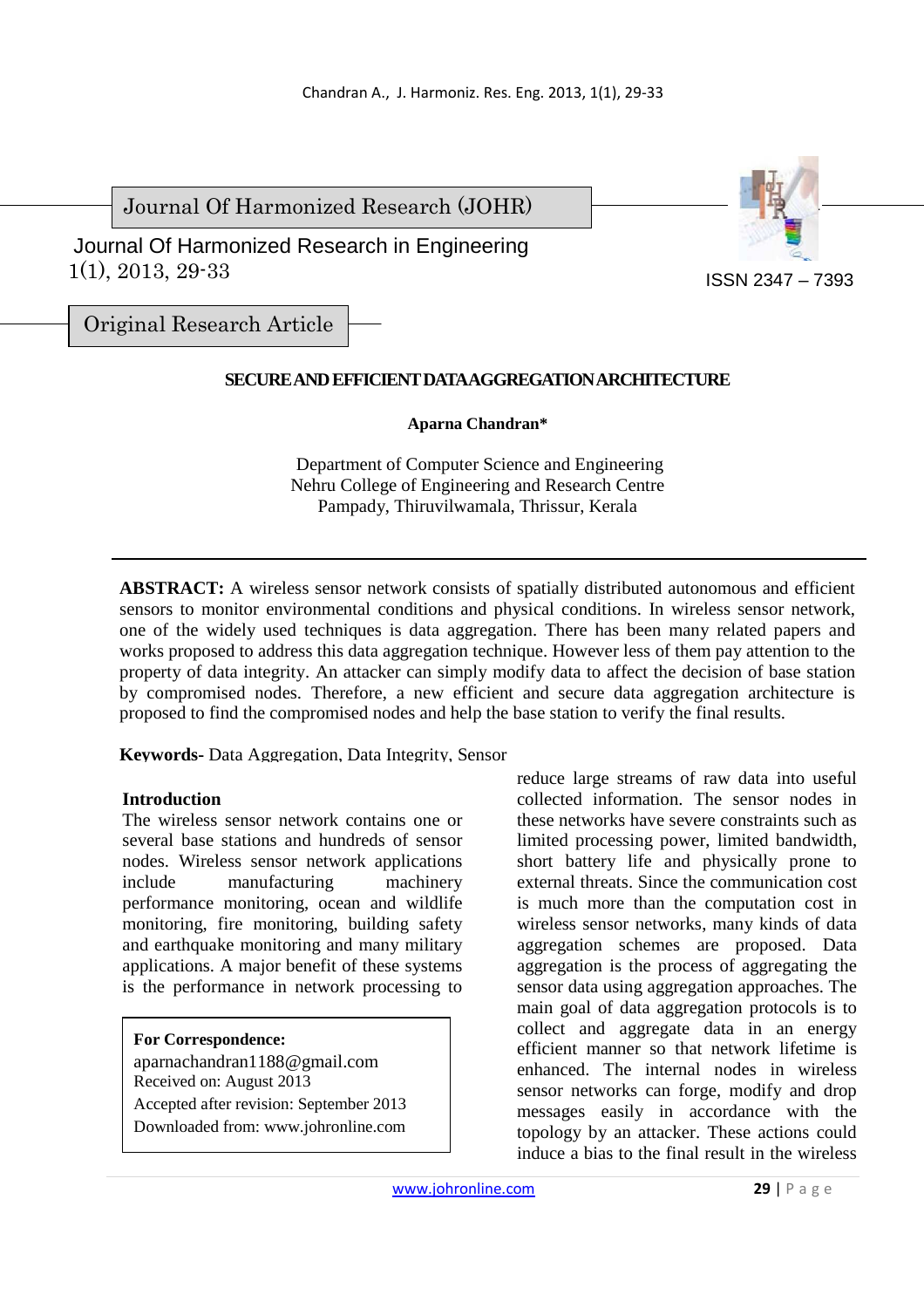Journal Of Harmonized Research (JOHR)

Journal Of Harmonized Research in Engineering
1(1), 2013, 29-33

ISSN 2347 – 7393

Original Research Article

# SECURE AND EFFICIENT DATA AGGREGATION ARCHITECTURE

**Aparna Chandran***

Department of Computer Science and Engineering
Nehru College of Engineering and Research Centre
Pampady, Thiruvilwamala, Thrissur, Kerala

**ABSTRACT:** A wireless sensor network consists of spatially distributed autonomous and efficient sensors to monitor environmental conditions and physical conditions. In wireless sensor network, one of the widely used techniques is data aggregation. There has been many related papers and works proposed to address this data aggregation technique. However less of them pay attention to the property of data integrity. An attacker can simply modify data to affect the decision of base station by compromised nodes. Therefore, a new efficient and secure data aggregation architecture is proposed to find the compromised nodes and help the base station to verify the final results.

**Keywords-** Data Aggregation, Data Integrity, Sensor

## Introduction

The wireless sensor network contains one or several base stations and hundreds of sensor nodes. Wireless sensor network applications include manufacturing machinery performance monitoring, ocean and wildlife monitoring, fire monitoring, building safety and earthquake monitoring and many military applications. A major benefit of these systems is the performance in network processing to reduce large streams of raw data into useful collected information. The sensor nodes in these networks have severe constraints such as limited processing power, limited bandwidth, short battery life and physically prone to external threats. Since the communication cost is much more than the computation cost in wireless sensor networks, many kinds of data aggregation schemes are proposed. Data aggregation is the process of aggregating the sensor data using aggregation approaches. The main goal of data aggregation protocols is to collect and aggregate data in an energy efficient manner so that network lifetime is enhanced. The internal nodes in wireless sensor networks can forge, modify and drop messages easily in accordance with the topology by an attacker. These actions could induce a bias to the final result in the wireless

**For Correspondence:**
aparnachandran1188@gmail.com
Received on: August 2013
Accepted after revision: September 2013
Downloaded from: www.johronline.com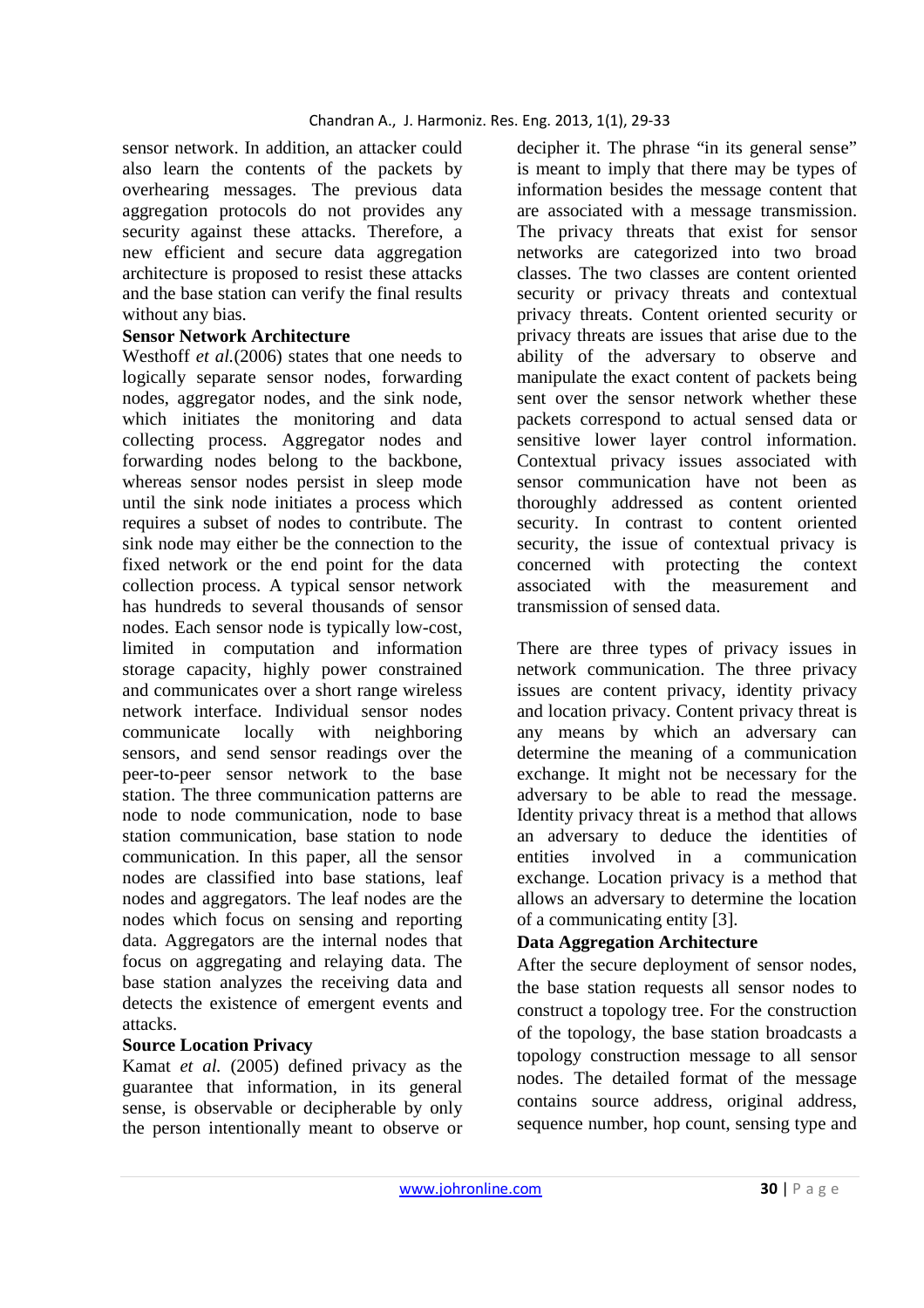sensor network. In addition, an attacker could also learn the contents of the packets by overhearing messages. The previous data aggregation protocols do not provides any security against these attacks. Therefore, a new efficient and secure data aggregation architecture is proposed to resist these attacks and the base station can verify the final results without any bias.

**Sensor Network Architecture**

Westhoff *et al.*(2006) states that one needs to logically separate sensor nodes, forwarding nodes, aggregator nodes, and the sink node, which initiates the monitoring and data collecting process. Aggregator nodes and forwarding nodes belong to the backbone, whereas sensor nodes persist in sleep mode until the sink node initiates a process which requires a subset of nodes to contribute. The sink node may either be the connection to the fixed network or the end point for the data collection process. A typical sensor network has hundreds to several thousands of sensor nodes. Each sensor node is typically low-cost, limited in computation and information storage capacity, highly power constrained and communicates over a short range wireless network interface. Individual sensor nodes communicate locally with neighboring sensors, and send sensor readings over the peer-to-peer sensor network to the base station. The three communication patterns are node to node communication, node to base station communication, base station to node communication. In this paper, all the sensor nodes are classified into base stations, leaf nodes and aggregators. The leaf nodes are the nodes which focus on sensing and reporting data. Aggregators are the internal nodes that focus on aggregating and relaying data. The base station analyzes the receiving data and detects the existence of emergent events and attacks.

**Source Location Privacy**

Kamat *et al.* (2005) defined privacy as the guarantee that information, in its general sense, is observable or decipherable by only the person intentionally meant to observe or decipher it. The phrase "in its general sense" is meant to imply that there may be types of information besides the message content that are associated with a message transmission. The privacy threats that exist for sensor networks are categorized into two broad classes. The two classes are content oriented security or privacy threats and contextual privacy threats. Content oriented security or privacy threats are issues that arise due to the ability of the adversary to observe and manipulate the exact content of packets being sent over the sensor network whether these packets correspond to actual sensed data or sensitive lower layer control information. Contextual privacy issues associated with sensor communication have not been as thoroughly addressed as content oriented security. In contrast to content oriented security, the issue of contextual privacy is concerned with protecting the context associated with the measurement and transmission of sensed data.

There are three types of privacy issues in network communication. The three privacy issues are content privacy, identity privacy and location privacy. Content privacy threat is any means by which an adversary can determine the meaning of a communication exchange. It might not be necessary for the adversary to be able to read the message. Identity privacy threat is a method that allows an adversary to deduce the identities of entities involved in a communication exchange. Location privacy is a method that allows an adversary to determine the location of a communicating entity [3].

**Data Aggregation Architecture**

After the secure deployment of sensor nodes, the base station requests all sensor nodes to construct a topology tree. For the construction of the topology, the base station broadcasts a topology construction message to all sensor nodes. The detailed format of the message contains source address, original address, sequence number, hop count, sensing type and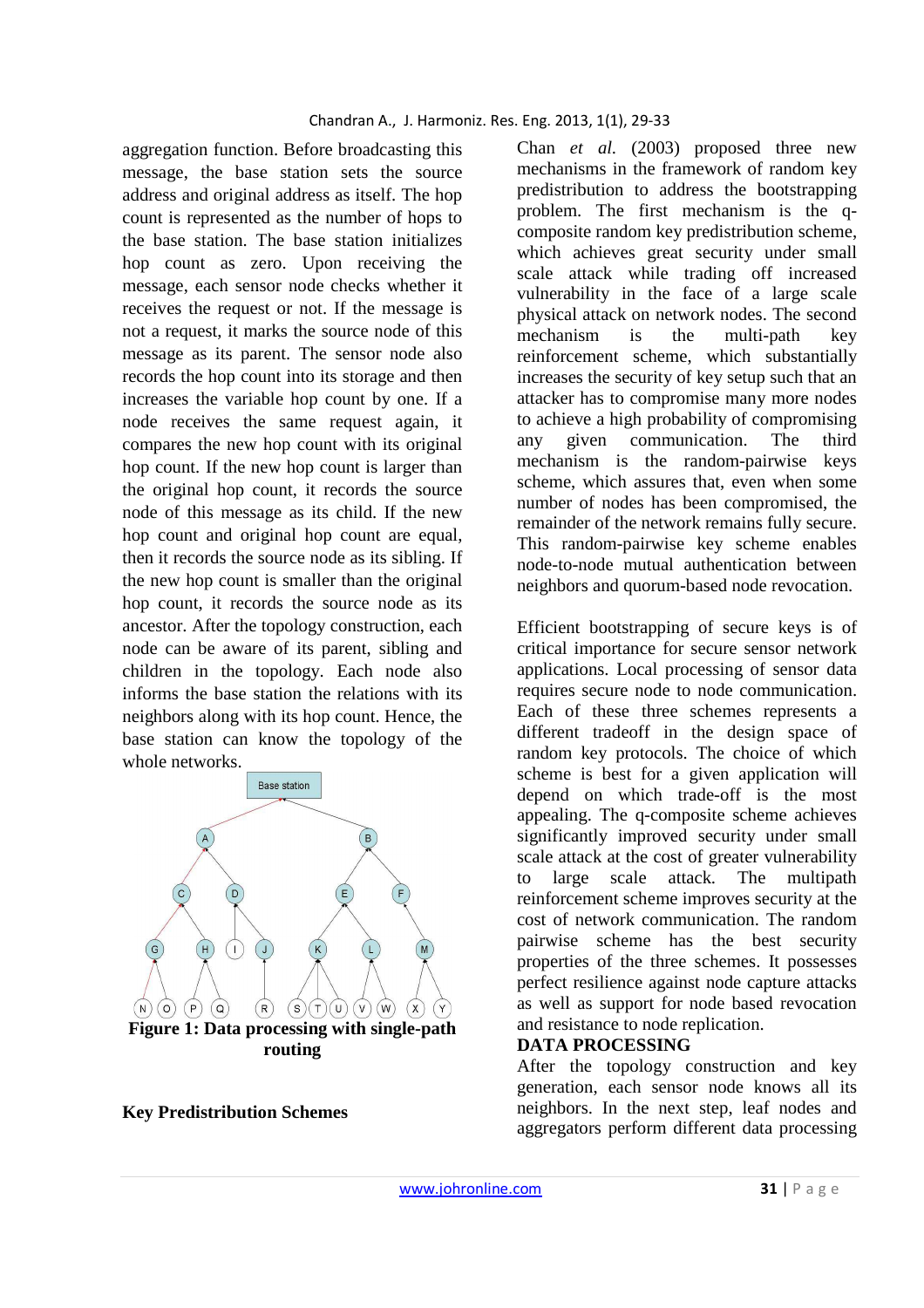aggregation function. Before broadcasting this message, the base station sets the source address and original address as itself. The hop count is represented as the number of hops to the base station. The base station initializes hop count as zero. Upon receiving the message, each sensor node checks whether it receives the request or not. If the message is not a request, it marks the source node of this message as its parent. The sensor node also records the hop count into its storage and then increases the variable hop count by one. If a node receives the same request again, it compares the new hop count with its original hop count. If the new hop count is larger than the original hop count, it records the source node of this message as its child. If the new hop count and original hop count are equal, then it records the source node as its sibling. If the new hop count is smaller than the original hop count, it records the source node as its ancestor. After the topology construction, each node can be aware of its parent, sibling and children in the topology. Each node also informs the base station the relations with its neighbors along with its hop count. Hence, the base station can know the topology of the whole networks.

Base station
A
B
C
D
E
F
G
H
I
J
K
L
M
N
O
P
Q
R
S
T
U
V
W
X
Y

**Figure 1: Data processing with single-path routing**

**Key Predistribution Schemes**

Chan *et al.* (2003) proposed three new mechanisms in the framework of random key predistribution to address the bootstrapping problem. The first mechanism is the q-composite random key predistribution scheme, which achieves great security under small scale attack while trading off increased vulnerability in the face of a large scale physical attack on network nodes. The second mechanism is the multi-path key reinforcement scheme, which substantially increases the security of key setup such that an attacker has to compromise many more nodes to achieve a high probability of compromising any given communication. The third mechanism is the random-pairwise keys scheme, which assures that, even when some number of nodes has been compromised, the remainder of the network remains fully secure. This random-pairwise key scheme enables node-to-node mutual authentication between neighbors and quorum-based node revocation.

Efficient bootstrapping of secure keys is of critical importance for secure sensor network applications. Local processing of sensor data requires secure node to node communication. Each of these three schemes represents a different tradeoff in the design space of random key protocols. The choice of which scheme is best for a given application will depend on which trade-off is the most appealing. The q-composite scheme achieves significantly improved security under small scale attack at the cost of greater vulnerability to large scale attack. The multipath reinforcement scheme improves security at the cost of network communication. The random pairwise scheme has the best security properties of the three schemes. It possesses perfect resilience against node capture attacks as well as support for node based revocation and resistance to node replication.

**DATA PROCESSING**

After the topology construction and key generation, each sensor node knows all its neighbors. In the next step, leaf nodes and aggregators perform different data processing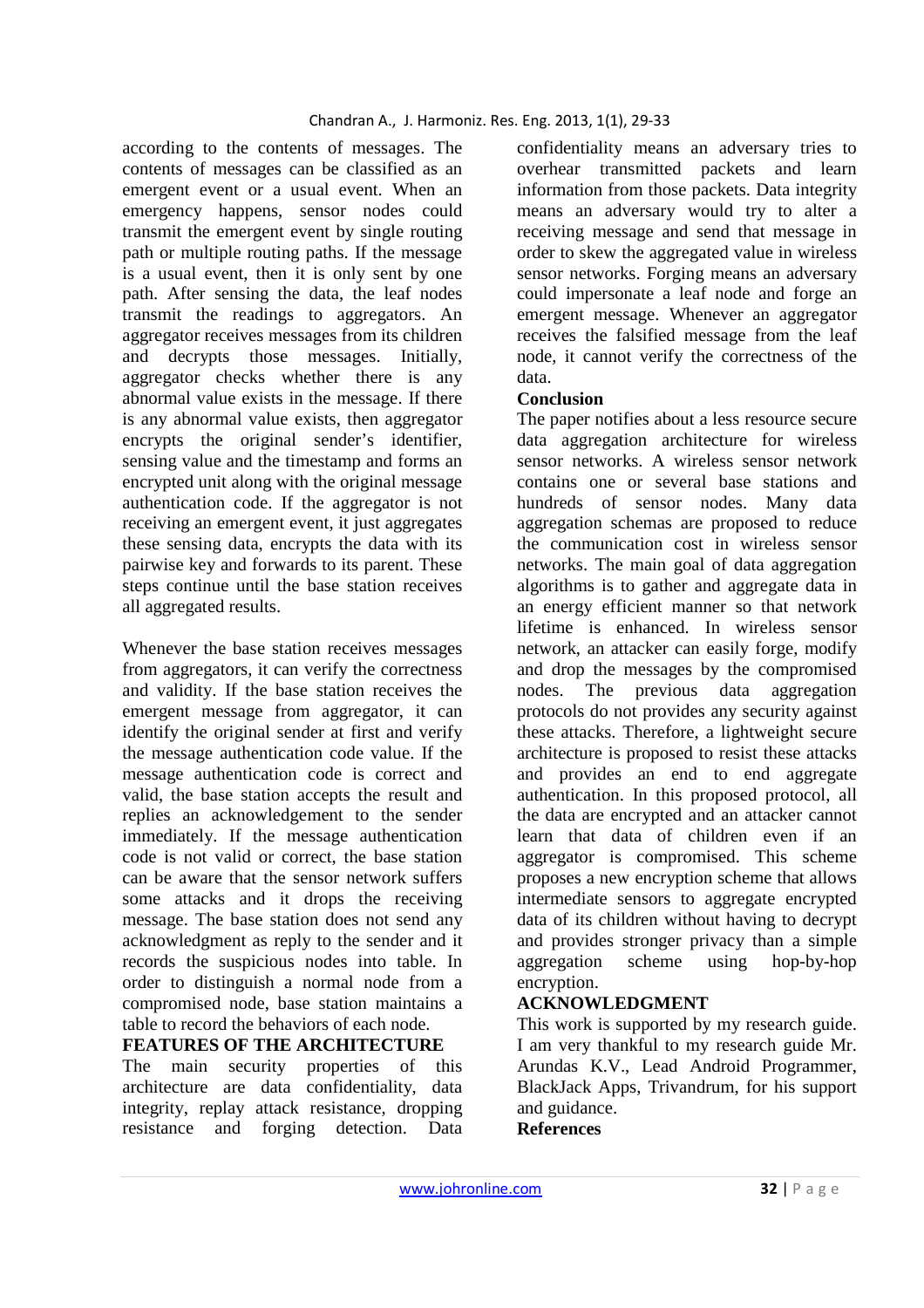according to the contents of messages. The contents of messages can be classified as an emergent event or a usual event. When an emergency happens, sensor nodes could transmit the emergent event by single routing path or multiple routing paths. If the message is a usual event, then it is only sent by one path. After sensing the data, the leaf nodes transmit the readings to aggregators. An aggregator receives messages from its children and decrypts those messages. Initially, aggregator checks whether there is any abnormal value exists in the message. If there is any abnormal value exists, then aggregator encrypts the original sender's identifier, sensing value and the timestamp and forms an encrypted unit along with the original message authentication code. If the aggregator is not receiving an emergent event, it just aggregates these sensing data, encrypts the data with its pairwise key and forwards to its parent. These steps continue until the base station receives all aggregated results.

Whenever the base station receives messages from aggregators, it can verify the correctness and validity. If the base station receives the emergent message from aggregator, it can identify the original sender at first and verify the message authentication code value. If the message authentication code is correct and valid, the base station accepts the result and replies an acknowledgement to the sender immediately. If the message authentication code is not valid or correct, the base station can be aware that the sensor network suffers some attacks and it drops the receiving message. The base station does not send any acknowledgment as reply to the sender and it records the suspicious nodes into table. In order to distinguish a normal node from a compromised node, base station maintains a table to record the behaviors of each node.

**FEATURES OF THE ARCHITECTURE**

The main security properties of this architecture are data confidentiality, data integrity, replay attack resistance, dropping resistance and forging detection. Data confidentiality means an adversary tries to overhear transmitted packets and learn information from those packets. Data integrity means an adversary would try to alter a receiving message and send that message in order to skew the aggregated value in wireless sensor networks. Forging means an adversary could impersonate a leaf node and forge an emergent message. Whenever an aggregator receives the falsified message from the leaf node, it cannot verify the correctness of the data.

**Conclusion**

The paper notifies about a less resource secure data aggregation architecture for wireless sensor networks. A wireless sensor network contains one or several base stations and hundreds of sensor nodes. Many data aggregation schemas are proposed to reduce the communication cost in wireless sensor networks. The main goal of data aggregation algorithms is to gather and aggregate data in an energy efficient manner so that network lifetime is enhanced. In wireless sensor network, an attacker can easily forge, modify and drop the messages by the compromised nodes. The previous data aggregation protocols do not provides any security against these attacks. Therefore, a lightweight secure architecture is proposed to resist these attacks and provides an end to end aggregate authentication. In this proposed protocol, all the data are encrypted and an attacker cannot learn that data of children even if an aggregator is compromised. This scheme proposes a new encryption scheme that allows intermediate sensors to aggregate encrypted data of its children without having to decrypt and provides stronger privacy than a simple aggregation scheme using hop-by-hop encryption.

**ACKNOWLEDGMENT**

This work is supported by my research guide. I am very thankful to my research guide Mr. Arundas K.V., Lead Android Programmer, BlackJack Apps, Trivandrum, for his support and guidance.

**References**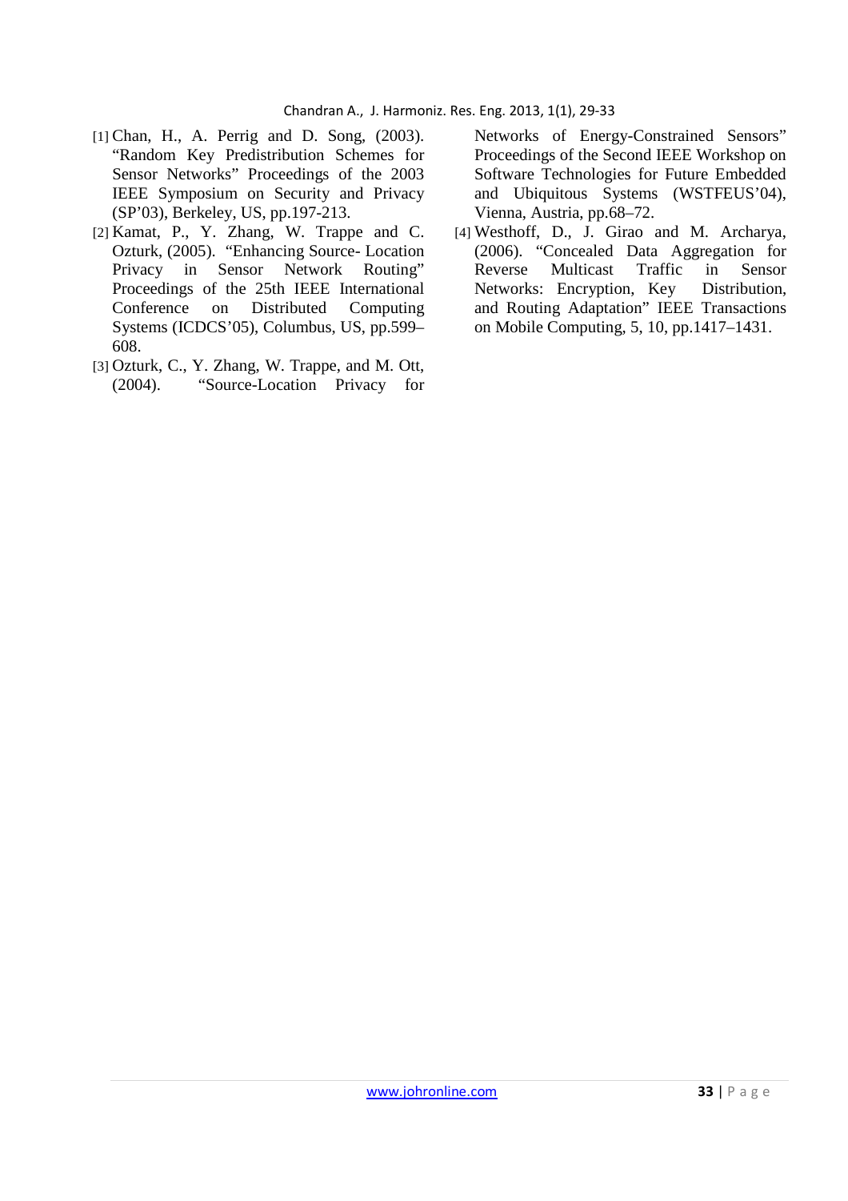[1] Chan, H., A. Perrig and D. Song, (2003). "Random Key Predistribution Schemes for Sensor Networks" Proceedings of the 2003 IEEE Symposium on Security and Privacy (SP'03), Berkeley, US, pp.197-213.

[2] Kamat, P., Y. Zhang, W. Trappe and C. Ozturk, (2005). "Enhancing Source- Location Privacy in Sensor Network Routing" Proceedings of the 25th IEEE International Conference on Distributed Computing Systems (ICDCS'05), Columbus, US, pp.599–608.

[3] Ozturk, C., Y. Zhang, W. Trappe, and M. Ott, (2004). "Source-Location Privacy for Networks of Energy-Constrained Sensors" Proceedings of the Second IEEE Workshop on Software Technologies for Future Embedded and Ubiquitous Systems (WSTFEUS'04), Vienna, Austria, pp.68–72.

[4] Westhoff, D., J. Girao and M. Archarya, (2006). "Concealed Data Aggregation for Reverse Multicast Traffic in Sensor Networks: Encryption, Key Distribution, and Routing Adaptation" IEEE Transactions on Mobile Computing, 5, 10, pp.1417–1431.